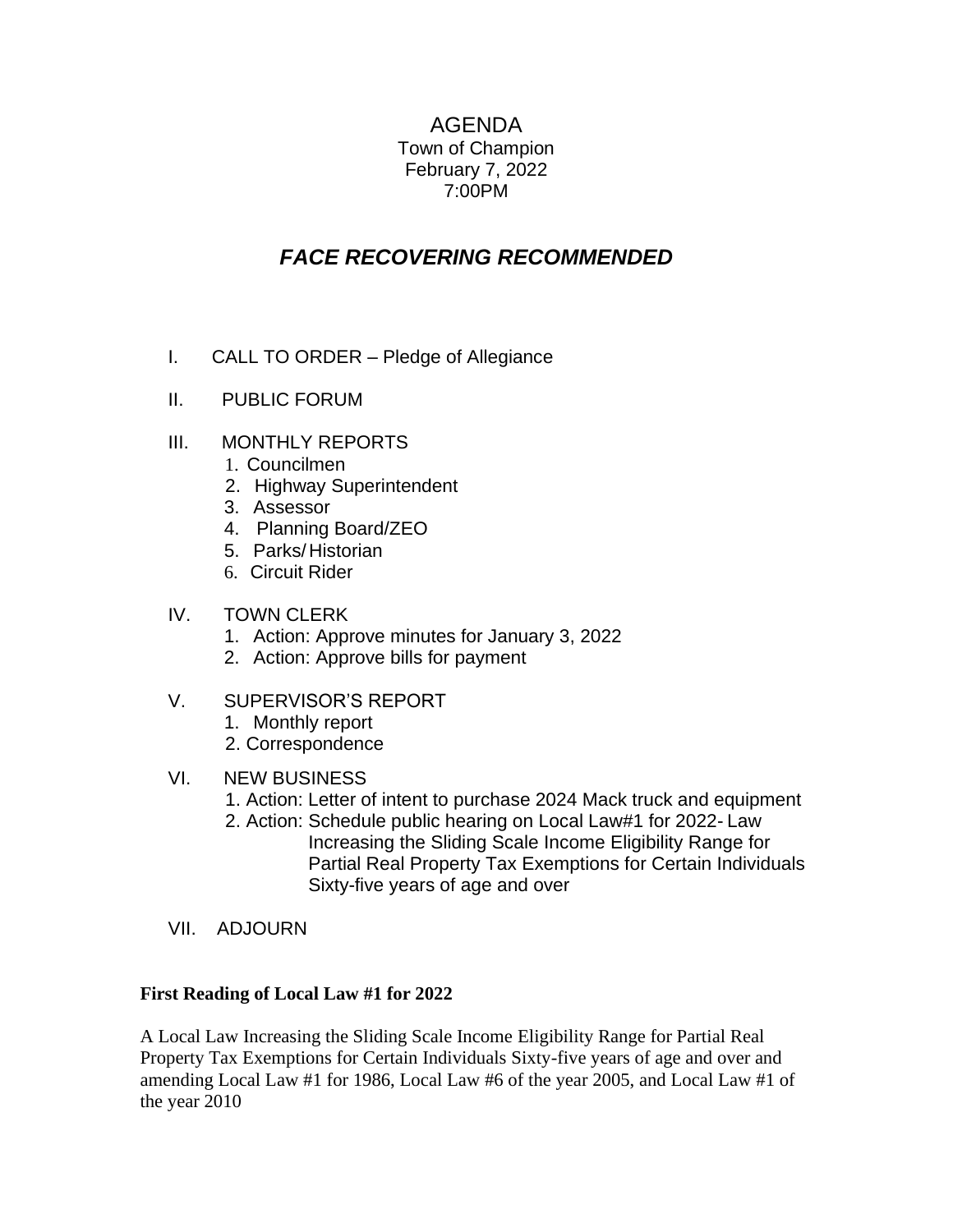# AGENDA

Town of Champion
February 7, 2022
7:00PM

## *FACE RECOVERING RECOMMENDED*

I. CALL TO ORDER – Pledge of Allegiance

II. PUBLIC FORUM

III. MONTHLY REPORTS
   1. Councilmen
   2. Highway Superintendent
   3. Assessor
   4. Planning Board/ZEO
   5. Parks/ Historian
   6. Circuit Rider

IV. TOWN CLERK
   1. Action: Approve minutes for January 3, 2022
   2. Action: Approve bills for payment

V. SUPERVISOR'S REPORT
   1. Monthly report
   2. Correspondence

VI. NEW BUSINESS
   1. Action: Letter of intent to purchase 2024 Mack truck and equipment
   2. Action: Schedule public hearing on Local Law#1 for 2022- Law Increasing the Sliding Scale Income Eligibility Range for Partial Real Property Tax Exemptions for Certain Individuals Sixty-five years of age and over

VII. ADJOURN

**First Reading of Local Law #1 for 2022**

A Local Law Increasing the Sliding Scale Income Eligibility Range for Partial Real Property Tax Exemptions for Certain Individuals Sixty-five years of age and over and amending Local Law #1 for 1986, Local Law #6 of the year 2005, and Local Law #1 of the year 2010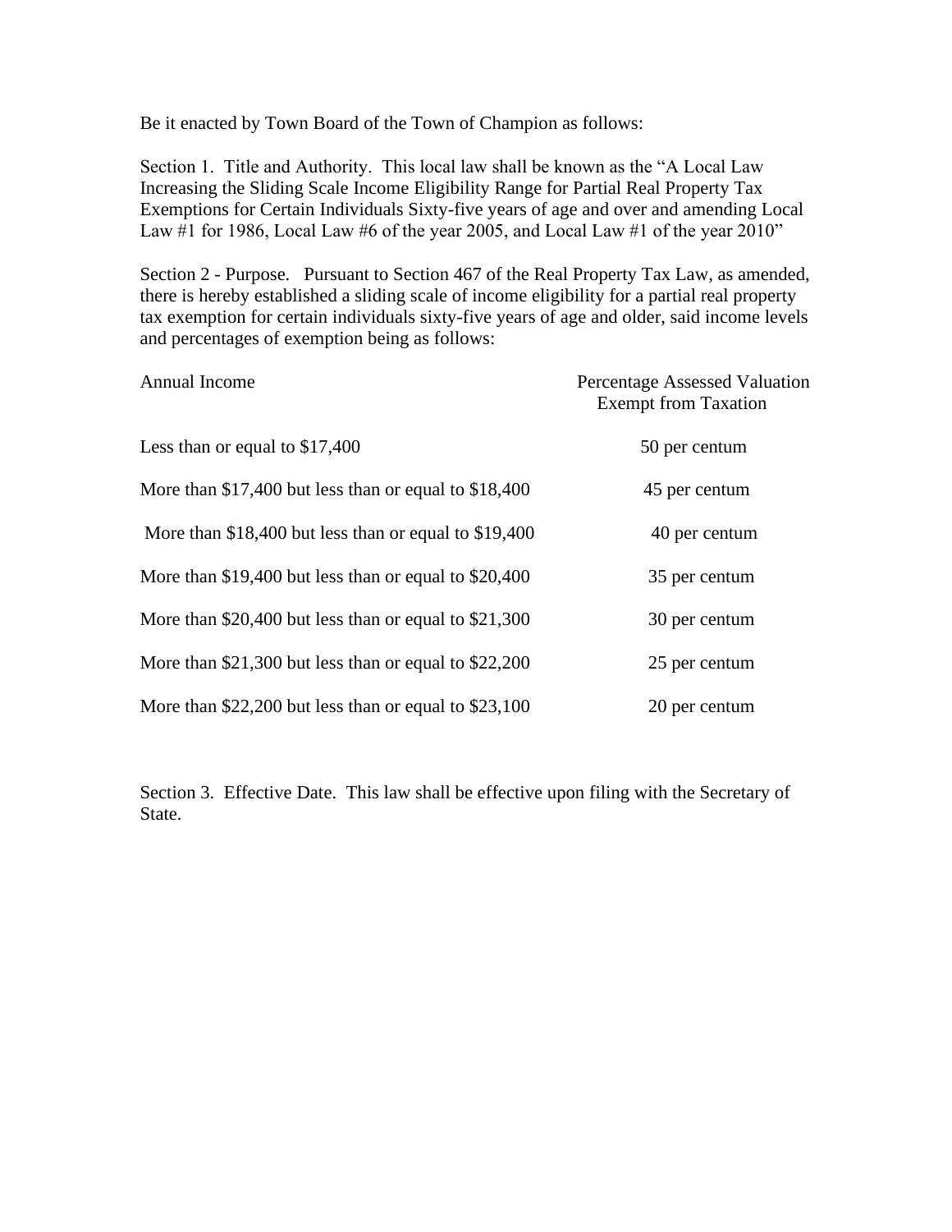Be it enacted by Town Board of the Town of Champion as follows:

Section 1. Title and Authority. This local law shall be known as the "A Local Law Increasing the Sliding Scale Income Eligibility Range for Partial Real Property Tax Exemptions for Certain Individuals Sixty-five years of age and over and amending Local Law #1 for 1986, Local Law #6 of the year 2005, and Local Law #1 of the year 2010"

Section 2 - Purpose. Pursuant to Section 467 of the Real Property Tax Law, as amended, there is hereby established a sliding scale of income eligibility for a partial real property tax exemption for certain individuals sixty-five years of age and older, said income levels and percentages of exemption being as follows:

| Annual Income | Percentage Assessed Valuation Exempt from Taxation |
|---|---|
| Less than or equal to $17,400 | 50 per centum |
| More than $17,400 but less than or equal to $18,400 | 45 per centum |
| More than $18,400 but less than or equal to $19,400 | 40 per centum |
| More than $19,400 but less than or equal to $20,400 | 35 per centum |
| More than $20,400 but less than or equal to $21,300 | 30 per centum |
| More than $21,300 but less than or equal to $22,200 | 25 per centum |
| More than $22,200 but less than or equal to $23,100 | 20 per centum |

Section 3. Effective Date. This law shall be effective upon filing with the Secretary of State.